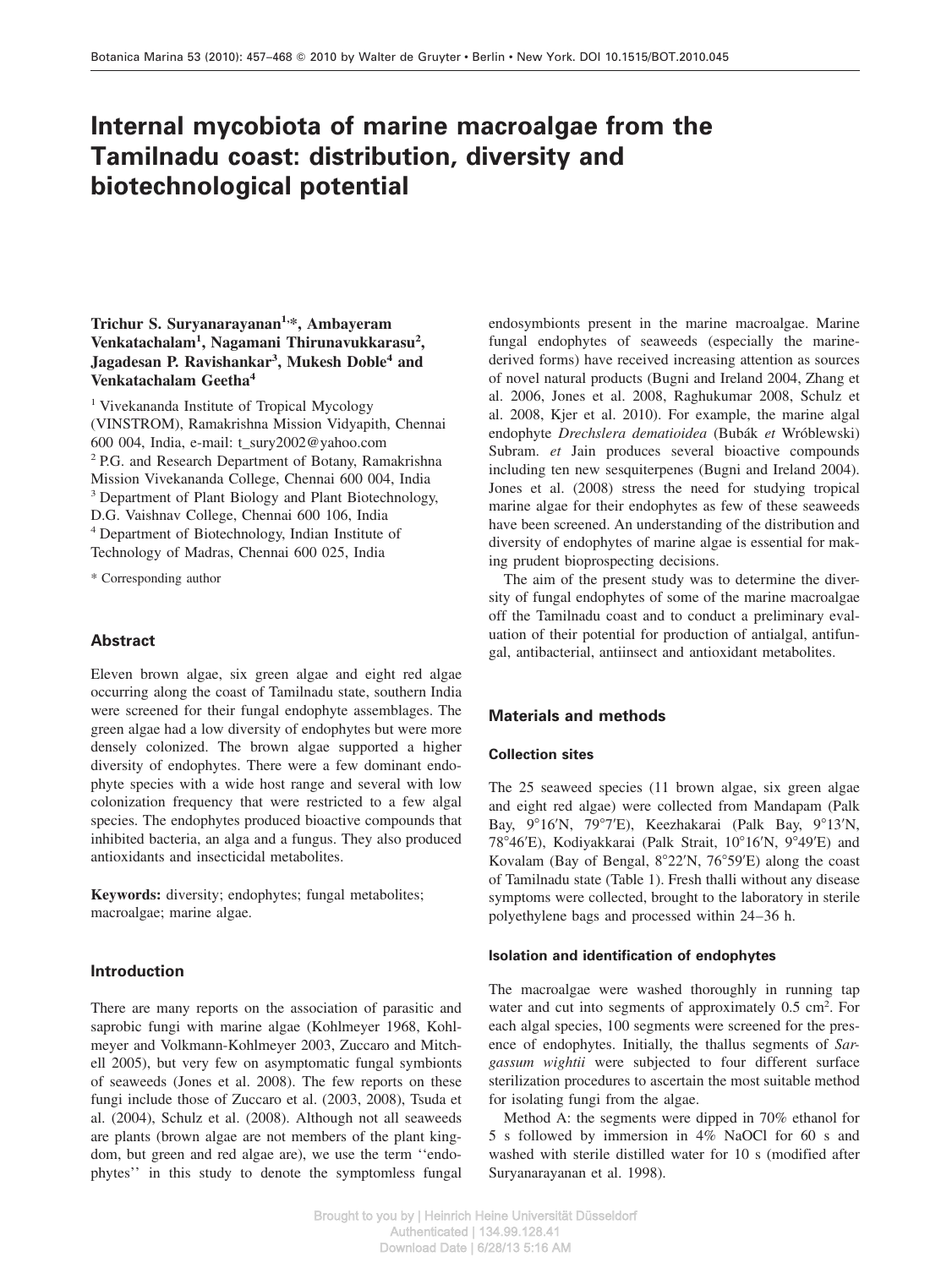# Internal mycobiota of marine macroalgae from the Tamilnadu coast: distribution, diversity and biotechnological potential

**Trichur S. Suryanarayanan[1,*], Ambayeram Venkatachalam[1], Nagamani Thirunavukkarasu[2], Jagadesan P. Ravishankar[3], Mukesh Doble[4] and Venkatachalam Geetha[4]**

[1] Vivekananda Institute of Tropical Mycology (VINSTROM), Ramakrishna Mission Vidyapith, Chennai 600 004, India, e-mail: t_sury2002@yahoo.com

[2] P.G. and Research Department of Botany, Ramakrishna Mission Vivekananda College, Chennai 600 004, India

[3] Department of Plant Biology and Plant Biotechnology, D.G. Vaishnav College, Chennai 600 106, India

[4] Department of Biotechnology, Indian Institute of Technology of Madras, Chennai 600 025, India

* Corresponding author

## Abstract

Eleven brown algae, six green algae and eight red algae occurring along the coast of Tamilnadu state, southern India were screened for their fungal endophyte assemblages. The green algae had a low diversity of endophytes but were more densely colonized. The brown algae supported a higher diversity of endophytes. There were a few dominant endophyte species with a wide host range and several with low colonization frequency that were restricted to a few algal species. The endophytes produced bioactive compounds that inhibited bacteria, an alga and a fungus. They also produced antioxidants and insecticidal metabolites.

**Keywords:** diversity; endophytes; fungal metabolites; macroalgae; marine algae.

## Introduction

There are many reports on the association of parasitic and saprobic fungi with marine algae (Kohlmeyer 1968, Kohlmeyer and Volkmann-Kohlmeyer 2003, Zuccaro and Mitchell 2005), but very few on asymptomatic fungal symbionts of seaweeds (Jones et al. 2008). The few reports on these fungi include those of Zuccaro et al. (2003, 2008), Tsuda et al. (2004), Schulz et al. (2008). Although not all seaweeds are plants (brown algae are not members of the plant kingdom, but green and red algae are), we use the term ''endophytes'' in this study to denote the symptomless fungal endosymbionts present in the marine macroalgae. Marine fungal endophytes of seaweeds (especially the marine-derived forms) have received increasing attention as sources of novel natural products (Bugni and Ireland 2004, Zhang et al. 2006, Jones et al. 2008, Raghukumar 2008, Schulz et al. 2008, Kjer et al. 2010). For example, the marine algal endophyte *Drechslera dematioidea* (Bubák *et* Wróblewski) Subram. *et* Jain produces several bioactive compounds including ten new sesquiterpenes (Bugni and Ireland 2004). Jones et al. (2008) stress the need for studying tropical marine algae for their endophytes as few of these seaweeds have been screened. An understanding of the distribution and diversity of endophytes of marine algae is essential for making prudent bioprospecting decisions.

The aim of the present study was to determine the diversity of fungal endophytes of some of the marine macroalgae off the Tamilnadu coast and to conduct a preliminary evaluation of their potential for production of antialgal, antifungal, antibacterial, antiinsect and antioxidant metabolites.

## Materials and methods

### Collection sites

The 25 seaweed species (11 brown algae, six green algae and eight red algae) were collected from Mandapam (Palk Bay, 9°16′N, 79°7′E), Keezhakarai (Palk Bay, 9°13′N, 78°46′E), Kodiyakkarai (Palk Strait, 10°16′N, 9°49′E) and Kovalam (Bay of Bengal, 8°22′N, 76°59′E) along the coast of Tamilnadu state (Table 1). Fresh thalli without any disease symptoms were collected, brought to the laboratory in sterile polyethylene bags and processed within 24–36 h.

### Isolation and identification of endophytes

The macroalgae were washed thoroughly in running tap water and cut into segments of approximately 0.5 $cm^2$. For each algal species, 100 segments were screened for the presence of endophytes. Initially, the thallus segments of *Sargassum wightii* were subjected to four different surface sterilization procedures to ascertain the most suitable method for isolating fungi from the algae.

Method A: the segments were dipped in 70% ethanol for 5 s followed by immersion in 4% NaOCl for 60 s and washed with sterile distilled water for 10 s (modified after Suryanarayanan et al. 1998).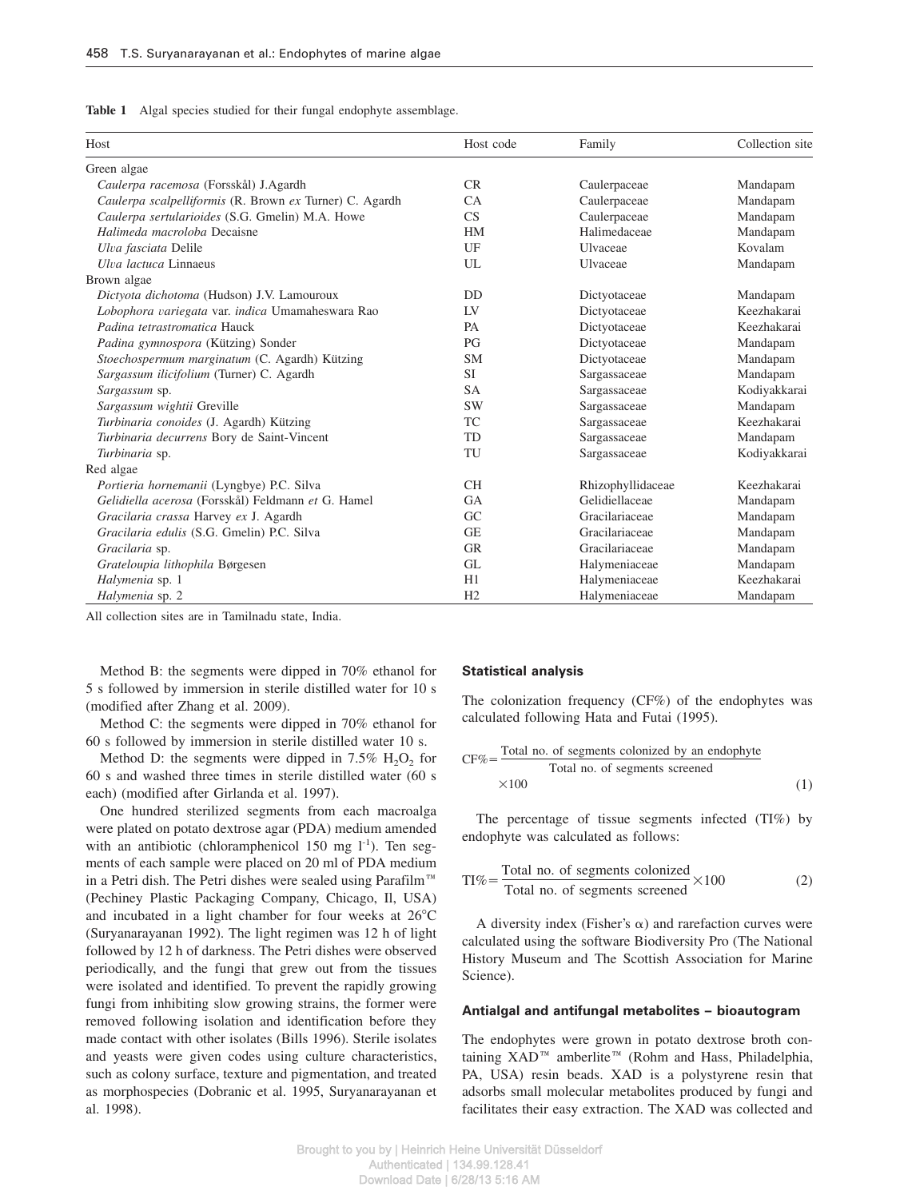**Table 1** Algal species studied for their fungal endophyte assemblage.

| Host | Host code | Family | Collection site |
|---|---|---|---|
| Green algae | | | |
| *Caulerpa racemosa* (Forsskål) J.Agardh | CR | Caulerpaceae | Mandapam |
| *Caulerpa scalpelliformis* (R. Brown *ex* Turner) C. Agardh | CA | Caulerpaceae | Mandapam |
| *Caulerpa sertularioides* (S.G. Gmelin) M.A. Howe | CS | Caulerpaceae | Mandapam |
| *Halimeda macroloba* Decaisne | HM | Halimedaceae | Mandapam |
| *Ulva fasciata* Delile | UF | Ulvaceae | Kovalam |
| *Ulva lactuca* Linnaeus | UL | Ulvaceae | Mandapam |
| Brown algae | | | |
| *Dictyota dichotoma* (Hudson) J.V. Lamouroux | DD | Dictyotaceae | Mandapam |
| *Lobophora variegata* var. *indica* Umamaheswara Rao | LV | Dictyotaceae | Keezhakarai |
| *Padina tetrastromatica* Hauck | PA | Dictyotaceae | Keezhakarai |
| *Padina gymnospora* (Kützing) Sonder | PG | Dictyotaceae | Mandapam |
| *Stoechospermum marginatum* (C. Agardh) Kützing | SM | Dictyotaceae | Mandapam |
| *Sargassum ilicifolium* (Turner) C. Agardh | SI | Sargassaceae | Mandapam |
| *Sargassum* sp. | SA | Sargassaceae | Kodiyakkarai |
| *Sargassum wightii* Greville | SW | Sargassaceae | Mandapam |
| *Turbinaria conoides* (J. Agardh) Kützing | TC | Sargassaceae | Keezhakarai |
| *Turbinaria decurrens* Bory de Saint-Vincent | TD | Sargassaceae | Mandapam |
| *Turbinaria* sp. | TU | Sargassaceae | Kodiyakkarai |
| Red algae | | | |
| *Portieria hornemanii* (Lyngbye) P.C. Silva | CH | Rhizophyllidaceae | Keezhakarai |
| *Gelidiella acerosa* (Forsskål) Feldmann *et* G. Hamel | GA | Gelidiellaceae | Mandapam |
| *Gracilaria crassa* Harvey *ex* J. Agardh | GC | Gracilariaceae | Mandapam |
| *Gracilaria edulis* (S.G. Gmelin) P.C. Silva | GE | Gracilariaceae | Mandapam |
| *Gracilaria* sp. | GR | Gracilariaceae | Mandapam |
| *Grateloupia lithophila* Børgesen | GL | Halymeniaceae | Mandapam |
| *Halymenia* sp. 1 | H1 | Halymeniaceae | Keezhakarai |
| *Halymenia* sp. 2 | H2 | Halymeniaceae | Mandapam |

All collection sites are in Tamilnadu state, India.

Method B: the segments were dipped in 70% ethanol for 5 s followed by immersion in sterile distilled water for 10 s (modified after Zhang et al. 2009).

Method C: the segments were dipped in 70% ethanol for 60 s followed by immersion in sterile distilled water 10 s.

Method D: the segments were dipped in 7.5% $H_2O_2$ for 60 s and washed three times in sterile distilled water (60 s each) (modified after Girlanda et al. 1997).

One hundred sterilized segments from each macroalga were plated on potato dextrose agar (PDA) medium amended with an antibiotic (chloramphenicol 150 mg $l^{-1}$). Ten segments of each sample were placed on 20 ml of PDA medium in a Petri dish. The Petri dishes were sealed using Parafilm™ (Pechiney Plastic Packaging Company, Chicago, Il, USA) and incubated in a light chamber for four weeks at 26°C (Suryanarayanan 1992). The light regimen was 12 h of light followed by 12 h of darkness. The Petri dishes were observed periodically, and the fungi that grew out from the tissues were isolated and identified. To prevent the rapidly growing fungi from inhibiting slow growing strains, the former were removed following isolation and identification before they made contact with other isolates (Bills 1996). Sterile isolates and yeasts were given codes using culture characteristics, such as colony surface, texture and pigmentation, and treated as morphospecies (Dobranic et al. 1995, Suryanarayanan et al. 1998).

### Statistical analysis

The colonization frequency (CF%) of the endophytes was calculated following Hata and Futai (1995).

$$CF\% = \frac{\text{Total no. of segments colonized by an endophyte}}{\text{Total no. of segments screened}} \times 100 \quad (1)$$

The percentage of tissue segments infected (TI%) by endophyte was calculated as follows:

$$TI\% = \frac{\text{Total no. of segments colonized}}{\text{Total no. of segments screened}} \times 100 \quad (2)$$

A diversity index (Fisher's $\alpha$) and rarefaction curves were calculated using the software Biodiversity Pro (The National History Museum and The Scottish Association for Marine Science).

### Antialgal and antifungal metabolites – bioautogram

The endophytes were grown in potato dextrose broth containing XAD™ amberlite™ (Rohm and Hass, Philadelphia, PA, USA) resin beads. XAD is a polystyrene resin that adsorbs small molecular metabolites produced by fungi and facilitates their easy extraction. The XAD was collected and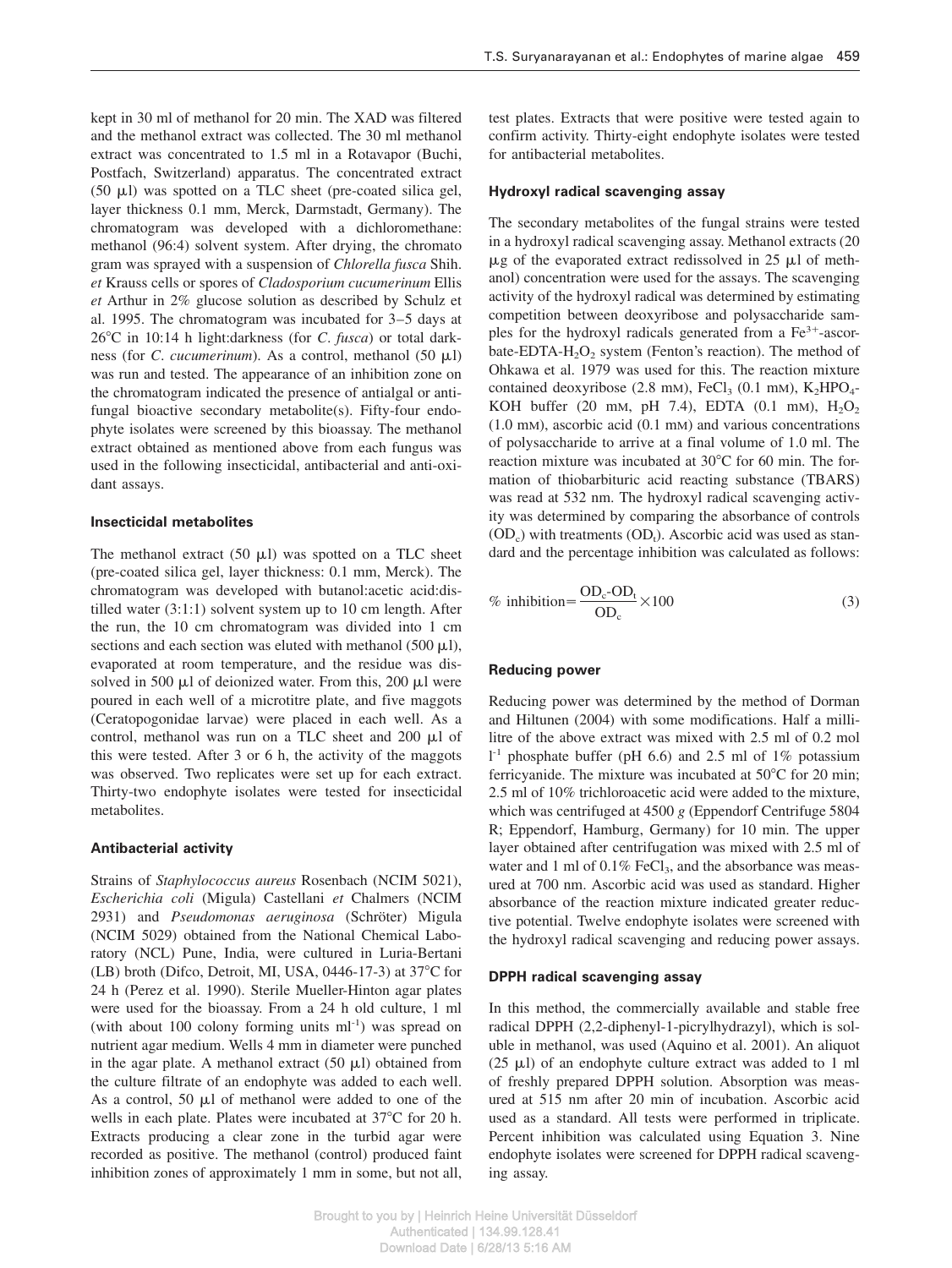kept in 30 ml of methanol for 20 min. The XAD was filtered and the methanol extract was collected. The 30 ml methanol extract was concentrated to 1.5 ml in a Rotavapor (Buchi, Postfach, Switzerland) apparatus. The concentrated extract (50 μl) was spotted on a TLC sheet (pre-coated silica gel, layer thickness 0.1 mm, Merck, Darmstadt, Germany). The chromatogram was developed with a dichloromethane: methanol (96:4) solvent system. After drying, the chromato gram was sprayed with a suspension of *Chlorella fusca* Shih. *et* Krauss cells or spores of *Cladosporium cucumerinum* Ellis *et* Arthur in 2% glucose solution as described by Schulz et al. 1995. The chromatogram was incubated for 3–5 days at 26°C in 10:14 h light:darkness (for *C. fusca*) or total darkness (for *C. cucumerinum*). As a control, methanol (50 μl) was run and tested. The appearance of an inhibition zone on the chromatogram indicated the presence of antialgal or antifungal bioactive secondary metabolite(s). Fifty-four endophyte isolates were screened by this bioassay. The methanol extract obtained as mentioned above from each fungus was used in the following insecticidal, antibacterial and anti-oxidant assays.

### Insecticidal metabolites

The methanol extract (50 μl) was spotted on a TLC sheet (pre-coated silica gel, layer thickness: 0.1 mm, Merck). The chromatogram was developed with butanol:acetic acid:distilled water (3:1:1) solvent system up to 10 cm length. After the run, the 10 cm chromatogram was divided into 1 cm sections and each section was eluted with methanol (500 μl), evaporated at room temperature, and the residue was dissolved in 500 μl of deionized water. From this, 200 μl were poured in each well of a microtitre plate, and five maggots (Ceratopogonidae larvae) were placed in each well. As a control, methanol was run on a TLC sheet and 200 μl of this were tested. After 3 or 6 h, the activity of the maggots was observed. Two replicates were set up for each extract. Thirty-two endophyte isolates were tested for insecticidal metabolites.

### Antibacterial activity

Strains of *Staphylococcus aureus* Rosenbach (NCIM 5021), *Escherichia coli* (Migula) Castellani *et* Chalmers (NCIM 2931) and *Pseudomonas aeruginosa* (Schröter) Migula (NCIM 5029) obtained from the National Chemical Laboratory (NCL) Pune, India, were cultured in Luria-Bertani (LB) broth (Difco, Detroit, MI, USA, 0446-17-3) at 37°C for 24 h (Perez et al. 1990). Sterile Mueller-Hinton agar plates were used for the bioassay. From a 24 h old culture, 1 ml (with about 100 colony forming units $ml^{-1}$) was spread on nutrient agar medium. Wells 4 mm in diameter were punched in the agar plate. A methanol extract (50 μl) obtained from the culture filtrate of an endophyte was added to each well. As a control, 50 μl of methanol were added to one of the wells in each plate. Plates were incubated at 37°C for 20 h. Extracts producing a clear zone in the turbid agar were recorded as positive. The methanol (control) produced faint inhibition zones of approximately 1 mm in some, but not all, test plates. Extracts that were positive were tested again to confirm activity. Thirty-eight endophyte isolates were tested for antibacterial metabolites.

### Hydroxyl radical scavenging assay

The secondary metabolites of the fungal strains were tested in a hydroxyl radical scavenging assay. Methanol extracts (20 μg of the evaporated extract redissolved in 25 μl of methanol) concentration were used for the assays. The scavenging activity of the hydroxyl radical was determined by estimating competition between deoxyribose and polysaccharide samples for the hydroxyl radicals generated from a $Fe^{3+}$-ascorbate-EDTA-$H_2O_2$ system (Fenton's reaction). The method of Ohkawa et al. 1979 was used for this. The reaction mixture contained deoxyribose (2.8 mM), $FeCl_3$ (0.1 mM), $K_2HPO_4$-KOH buffer (20 mM, pH 7.4), EDTA (0.1 mM), $H_2O_2$ (1.0 mM), ascorbic acid (0.1 mM) and various concentrations of polysaccharide to arrive at a final volume of 1.0 ml. The reaction mixture was incubated at 30°C for 60 min. The formation of thiobarbituric acid reacting substance (TBARS) was read at 532 nm. The hydroxyl radical scavenging activity was determined by comparing the absorbance of controls ($OD_c$) with treatments ($OD_t$). Ascorbic acid was used as standard and the percentage inhibition was calculated as follows:

$$\% \text{ inhibition} = \frac{OD_c - OD_t}{OD_c} \times 100 \tag{3}$$

### Reducing power

Reducing power was determined by the method of Dorman and Hiltunen (2004) with some modifications. Half a millilitre of the above extract was mixed with 2.5 ml of 0.2 mol $l^{-1}$ phosphate buffer (pH 6.6) and 2.5 ml of 1% potassium ferricyanide. The mixture was incubated at 50°C for 20 min; 2.5 ml of 10% trichloroacetic acid were added to the mixture, which was centrifuged at 4500 *g* (Eppendorf Centrifuge 5804 R; Eppendorf, Hamburg, Germany) for 10 min. The upper layer obtained after centrifugation was mixed with 2.5 ml of water and 1 ml of 0.1% $FeCl_3$, and the absorbance was measured at 700 nm. Ascorbic acid was used as standard. Higher absorbance of the reaction mixture indicated greater reductive potential. Twelve endophyte isolates were screened with the hydroxyl radical scavenging and reducing power assays.

### DPPH radical scavenging assay

In this method, the commercially available and stable free radical DPPH (2,2-diphenyl-1-picrylhydrazyl), which is soluble in methanol, was used (Aquino et al. 2001). An aliquot (25 μl) of an endophyte culture extract was added to 1 ml of freshly prepared DPPH solution. Absorption was measured at 515 nm after 20 min of incubation. Ascorbic acid used as a standard. All tests were performed in triplicate. Percent inhibition was calculated using Equation 3. Nine endophyte isolates were screened for DPPH radical scavenging assay.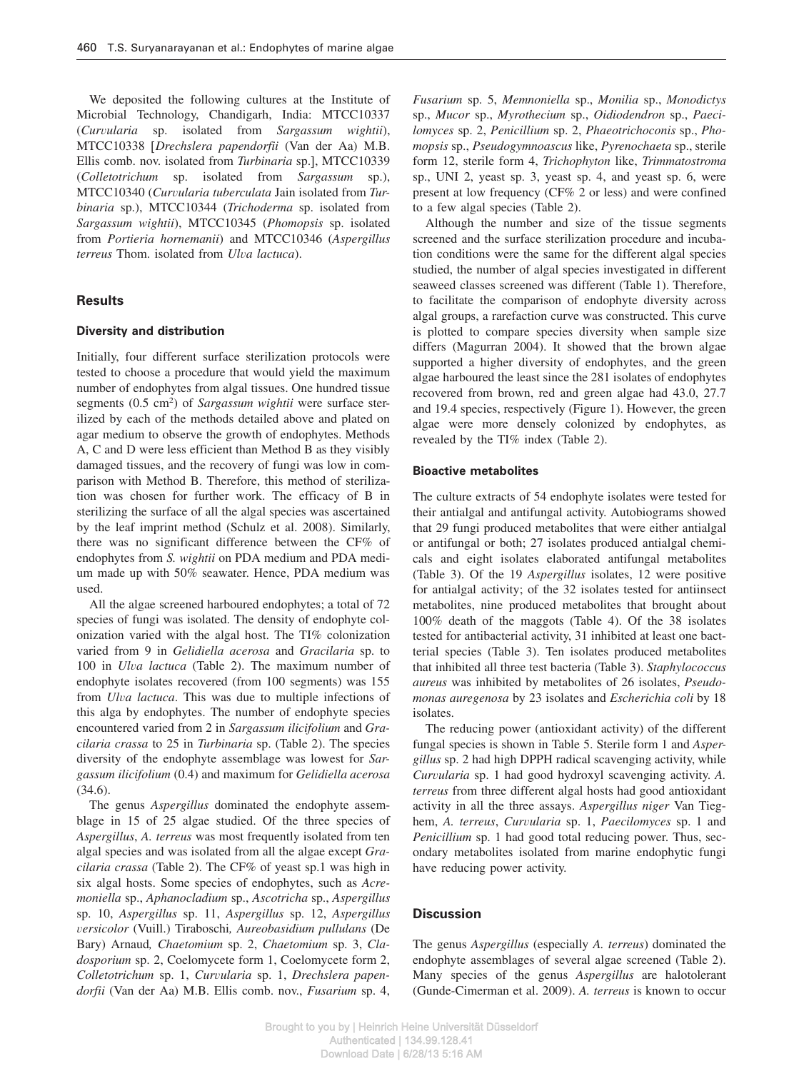We deposited the following cultures at the Institute of Microbial Technology, Chandigarh, India: MTCC10337 (*Curvularia* sp. isolated from *Sargassum wightii*), MTCC10338 [*Drechslera papendorfii* (Van der Aa) M.B. Ellis comb. nov. isolated from *Turbinaria* sp.], MTCC10339 (*Colletotrichum* sp. isolated from *Sargassum* sp.), MTCC10340 (*Curvularia tuberculata* Jain isolated from *Turbinaria* sp.), MTCC10344 (*Trichoderma* sp. isolated from *Sargassum wightii*), MTCC10345 (*Phomopsis* sp. isolated from *Portieria hornemanii*) and MTCC10346 (*Aspergillus terreus* Thom. isolated from *Ulva lactuca*).

## Results

### Diversity and distribution

Initially, four different surface sterilization protocols were tested to choose a procedure that would yield the maximum number of endophytes from algal tissues. One hundred tissue segments (0.5 $cm^2$) of *Sargassum wightii* were surface sterilized by each of the methods detailed above and plated on agar medium to observe the growth of endophytes. Methods A, C and D were less efficient than Method B as they visibly damaged tissues, and the recovery of fungi was low in comparison with Method B. Therefore, this method of sterilization was chosen for further work. The efficacy of B in sterilizing the surface of all the algal species was ascertained by the leaf imprint method (Schulz et al. 2008). Similarly, there was no significant difference between the CF% of endophytes from *S. wightii* on PDA medium and PDA medium made up with 50% seawater. Hence, PDA medium was used.

All the algae screened harboured endophytes; a total of 72 species of fungi was isolated. The density of endophyte colonization varied with the algal host. The TI% colonization varied from 9 in *Gelidiella acerosa* and *Gracilaria* sp. to 100 in *Ulva lactuca* (Table 2). The maximum number of endophyte isolates recovered (from 100 segments) was 155 from *Ulva lactuca*. This was due to multiple infections of this alga by endophytes. The number of endophyte species encountered varied from 2 in *Sargassum ilicifolium* and *Gracilaria crassa* to 25 in *Turbinaria* sp. (Table 2). The species diversity of the endophyte assemblage was lowest for *Sargassum ilicifolium* (0.4) and maximum for *Gelidiella acerosa* (34.6).

The genus *Aspergillus* dominated the endophyte assemblage in 15 of 25 algae studied. Of the three species of *Aspergillus*, *A. terreus* was most frequently isolated from ten algal species and was isolated from all the algae except *Gracilaria crassa* (Table 2). The CF% of yeast sp.1 was high in six algal hosts. Some species of endophytes, such as *Acremoniella* sp., *Aphanocladium* sp., *Ascotricha* sp., *Aspergillus* sp. 10, *Aspergillus* sp. 11, *Aspergillus* sp. 12, *Aspergillus versicolor* (Vuill.) Tiraboschi*, Aureobasidium pullulans* (De Bary) Arnaud*, Chaetomium* sp. 2, *Chaetomium* sp. 3, *Cladosporium* sp. 2, Coelomycete form 1, Coelomycete form 2, *Colletotrichum* sp. 1, *Curvularia* sp. 1, *Drechslera papendorfii* (Van der Aa) M.B. Ellis comb. nov., *Fusarium* sp. 4, *Fusarium* sp. 5, *Memnoniella* sp., *Monilia* sp., *Monodictys* sp., *Mucor* sp., *Myrothecium* sp., *Oidiodendron* sp., *Paecilomyces* sp. 2, *Penicillium* sp. 2, *Phaeotrichoconis* sp., *Phomopsis* sp., *Pseudogymnoascus* like, *Pyrenochaeta* sp., sterile form 12, sterile form 4, *Trichophyton* like, *Trimmatostroma* sp., UNI 2, yeast sp. 3, yeast sp. 4, and yeast sp. 6, were present at low frequency (CF% 2 or less) and were confined to a few algal species (Table 2).

Although the number and size of the tissue segments screened and the surface sterilization procedure and incubation conditions were the same for the different algal species studied, the number of algal species investigated in different seaweed classes screened was different (Table 1). Therefore, to facilitate the comparison of endophyte diversity across algal groups, a rarefaction curve was constructed. This curve is plotted to compare species diversity when sample size differs (Magurran 2004). It showed that the brown algae supported a higher diversity of endophytes, and the green algae harboured the least since the 281 isolates of endophytes recovered from brown, red and green algae had 43.0, 27.7 and 19.4 species, respectively (Figure 1). However, the green algae were more densely colonized by endophytes, as revealed by the TI% index (Table 2).

### Bioactive metabolites

The culture extracts of 54 endophyte isolates were tested for their antialgal and antifungal activity. Autobiograms showed that 29 fungi produced metabolites that were either antialgal or antifungal or both; 27 isolates produced antialgal chemicals and eight isolates elaborated antifungal metabolites (Table 3). Of the 19 *Aspergillus* isolates, 12 were positive for antialgal activity; of the 32 isolates tested for antiinsect metabolites, nine produced metabolites that brought about 100% death of the maggots (Table 4). Of the 38 isolates tested for antibacterial activity, 31 inhibited at least one bacterial species (Table 3). Ten isolates produced metabolites that inhibited all three test bacteria (Table 3). *Staphylococcus aureus* was inhibited by metabolites of 26 isolates, *Pseudomonas auregenosa* by 23 isolates and *Escherichia coli* by 18 isolates.

The reducing power (antioxidant activity) of the different fungal species is shown in Table 5. Sterile form 1 and *Aspergillus* sp. 2 had high DPPH radical scavenging activity, while *Curvularia* sp. 1 had good hydroxyl scavenging activity. *A. terreus* from three different algal hosts had good antioxidant activity in all the three assays. *Aspergillus niger* Van Tieghem, *A. terreus*, *Curvularia* sp. 1, *Paecilomyces* sp. 1 and *Penicillium* sp. 1 had good total reducing power. Thus, secondary metabolites isolated from marine endophytic fungi have reducing power activity.

## Discussion

The genus *Aspergillus* (especially *A. terreus*) dominated the endophyte assemblages of several algae screened (Table 2). Many species of the genus *Aspergillus* are halotolerant (Gunde-Cimerman et al. 2009). *A. terreus* is known to occur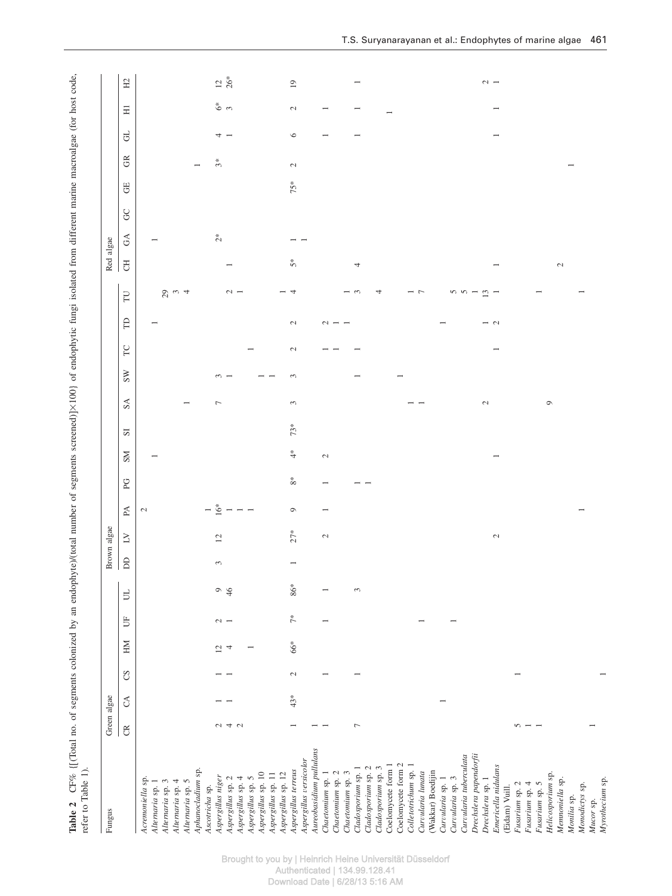**Table 2** CF% [(Total no. of segments colonized by an endophyte)/(total number of segments screened)×100] of endophytic fungi isolated from different marine macroalgae (for host code, refer to Table 1).

| Fungus | Green algae | | | | | | Brown algae | | | | | | | | | | | Red algae | | | | | | | |
|---|---|---|---|---|---|---|---|---|---|---|---|---|---|---|---|---|---|---|---|---|---|---|---|---|---|
| | CR | CA | CS | HM | UF | UL | DD | LV | PA | PG | SM | SI | SA | SW | TC | TD | TU | CH | GA | GC | GE | GR | GL | H1 | H2 |
| *Acremoniella* sp. | | | | | | | | | 2 | | | | | | | | | | | | | | | | |
| *Alternaria* sp. 1 | | | | | | | | | | | 1 | | | | | 1 | | | 1 | | | | | | |
| *Alternaria* sp. 3 | | | | | | | | | | | | | | | | | 29 | | | | | | | | |
| *Alternaria* sp. 4 | | | | | | | | | | | | | | | | | 3 | | | | | | | | |
| *Alternaria* sp. 5 | | | | | | | | | | | | | 1 | | | | 4 | | | | | | | | |
| *Aphanocladium* sp. | | | | | | | | | | | | | | | | | | | | | | 1 | | | |
| *Ascotricha* sp. | | | | | | | | | 1 | | | | | | | | | | | | | | | | |
| *Aspergillus niger* | 2 | 1 | 1 | 12 | 2 | 9 | 3 | 12 | 16* | | | | 7 | 3 | | | | | 2* | | | 3* | 4 | 6* | 12 |
| *Aspergillus* sp. 2 | 4 | 1 | 1 | 4 | 1 | 46 | | | 1 | | | | | 1 | | | 2 | 1 | | | | | 1 | 3 | 26* |
| *Aspergillus* sp. 4 | 2 | | | | | | | | 1 | | | | | | | | 1 | | | | | | | | |
| *Aspergillus* sp. 5 | | | | 1 | | | | | 1 | | | | | | 1 | | | | | | | | | | |
| *Aspergillus* sp. 10 | | | | | | | | | | | | | | 1 | | | | | | | | | | | |
| *Aspergillus* sp. 11 | | | | | | | | | | | | | | 1 | | | | | | | | | | | |
| *Aspergillus* sp. 12 | | | | | | | | | | | | | | | | | 1 | | | | | | | | |
| *Aspergillus terreus* | 1 | 43* | 2 | 66* | 7* | 86* | 1 | 27* | 9 | 8* | 4* | 73* | 3 | 3 | 2 | 2 | 4 | 5* | 1 | | 75* | 2 | 6 | 2 | 19 |
| *Aspergillus versicolor* | | | | | | | | | | | | | | | | | | | 1 | | | | | | |
| *Aureobasidium pullulans* | 1 | | | | | | | | | | | | | | | | | | | | | | | | |
| *Chaetomium* sp. 1 | 1 | | 1 | | 1 | 1 | | 2 | 1 | 1 | 2 | | | | 1 | 2 | | | | | | | 1 | 1 | |
| *Chaetomium* sp. 2 | | | | | | | | | | | | | | | 1 | 1 | | | | | | | | | |
| *Chaetomium* sp. 3 | | | | | | | | | | | | | | | | 1 | 1 | | | | | | | | |
| *Cladosporium* sp. 1 | 7 | | 1 | | | 3 | | | | 1 | | | | 1 | 1 | | 3 | 4 | | | | | 1 | 1 | 1 |
| *Cladosporium* sp. 2 | | | | | | | | | | 1 | | | | | | | | | | | | | | | |
| *Cladosporium* sp. 3 | | | | | | | | | | | | | | | | | 4 | | | | | | | | |
| Coelomycete form 1 | | | | | | | | | | | | | | | | | | | | | | | | 1 | |
| Coelomycete form 2 | | | | | | | | | | | | | | 1 | | | | | | | | | | | |
| *Colletotrichum* sp. 1 | | | | | | | | | | | | | 1 | | | | 1 | | | | | | | | |
| *Curvularia lunata* (Wakkar) Boedijin | | | | | 1 | | | | | | | | 1 | | | | 7 | | | | | | | | |
| *Curvularia* sp. 1 | | 1 | | | | | | | | | | | | | | 1 | | | | | | | | | |
| *Curvularia* sp. 3 | | | | | 1 | | | | | | | | | | | | 5 | | | | | | | | |
| *Curvularia tuberculata* | | | | | | | | | | | | | | | | | 5 | | | | | | | | |
| *Drechslera papendorfii* | | | | | | | | | | | | | | | | | 1 | | | | | | | | |
| *Drechslera* sp. 1 | | | | | | | | | | | | | 2 | | | 1 | 13 | | | | | | | | 2 |
| *Emericella nidulans* (Eidam) Vuill. | | | | | | | | 2 | | | 1 | | | | 1 | 2 | 1 | 1 | | | | | 1 | 1 | 1 |
| *Fusarium* sp. 2 | 5 | | 1 | | | | | | | | | | | | | | | | | | | | | | |
| *Fusarium* sp. 4 | 1 | | | | | | | | | | | | | | | | | | | | | | | | |
| *Fusarium* sp. 5 | 1 | | | | | | | | | | | | | | | | 1 | | | | | | | | |
| *Helicosporium* sp. | | | | | | | | | | | | | 9 | | | | | | | | | | | | |
| *Memnoniella* sp. | | | | | | | | | | | | | | | | | | 2 | | | | | | | |
| *Monilia* sp. | | | | | | | | | | | | | | | | | | | | | | 1 | | | |
| *Monodictys* sp. | | | | | | | | | 1 | | | | | | | | 1 | | | | | | | | |
| *Mucor* sp. | 1 | | | | | | | | | | | | | | | | | | | | | | | | |
| *Myrothecium* sp. | | | 1 | | | | | | | | | | | | | | | | | | | | | | |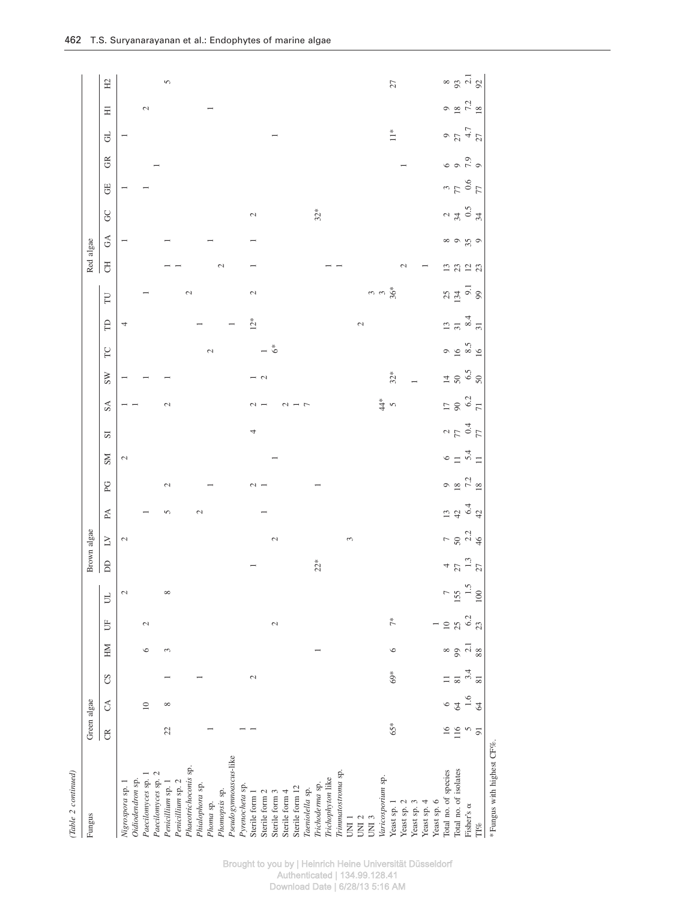*(Table 2 continued)*

| Fungus | Green algae | | | | | | Brown algae | | | | | | | | | | | Red algae | | | | | | | |
|---|---|---|---|---|---|---|---|---|---|---|---|---|---|---|---|---|---|---|---|---|---|---|---|---|---|
| | CR | CA | CS | HM | UF | UL | DD | LV | PA | PG | SM | SI | SA | SW | TC | TD | TU | CH | GA | GC | GE | GR | GL | H1 | H2 |
| *Nigrospora* sp. 1 | | | | | | 2 | | 2 | | | 2 | | 1 | 1 | | 4 | | | 1 | | 1 | | 1 | | |
| *Oidiodendron* sp. | | | | | | | | | | | | | 1 | | | | | | | | | | | | |
| *Paecilomyces* sp. 1 | | 10 | | 6 | 2 | | | | 1 | | | | | 1 | | | 1 | | | | 1 | | | 2 | |
| *Paecilomyces* sp. 2 | | | | | | | | | | | | | | | | | | | | | | 1 | | | |
| *Penicillium* sp. 1 | 22 | 8 | 1 | 3 | | 8 | | | 5 | 2 | | | 2 | 1 | | | | 1 | 1 | | | | | | 5 |
| *Penicillium* sp. 2 | | | | | | | | | | | | | | | | | | 1 | | | | | | | |
| *Phaeotrichoconis* sp. | | | | | | | | | | | | | | | | | 2 | | | | | | | | |
| *Phialophora* sp. | | | 1 | | | | | | 2 | | | | | | | 1 | | | | | | | | | |
| *Phoma* sp. | 1 | | | | | | | | | 1 | | | | | 2 | | | | 1 | | | | | 1 | |
| *Phomopsis* sp. | | | | | | | | | | | | | | | | | | 2 | | | | | | | |
| *Pseudogymnoascus*-like | | | | | | | | | | | | | | | | 1 | | | | | | | | | |
| *Pyrenocheta* sp. | 1 | | | | | | | | | | | | | | | | | | | | | | | | |
| Sterile form 1 | 1 | | 2 | | | | 1 | | | 2 | | 4 | 2 | 1 | | 12* | 2 | 1 | 1 | 2 | | | | | |
| Sterile form 2 | | | | | | | | | 1 | 1 | | | 1 | 2 | 1 | | | | | | | | | | |
| Sterile form 3 | | | | | 2 | | | 2 | | | 1 | | | | 6* | | | | | | | | 1 | | |
| Sterile form 4 | | | | | | | | | | | | | 2 | | | | | | | | | | | | |
| Sterile form 12 | | | | | | | | | | | | | 1 | | | | | | | | | | | | |
| *Taeniolella* sp. | | | | | | | | | | | | | 7 | | | | | | | | | | | | |
| *Trichoderma* sp. | | | | 1 | | | 22* | | | 1 | | | | | | | | | | 32* | | | | | |
| *Trichophyton* like | | | | | | | | | | | | | | | | | | 1 | | | | | | | |
| *Trimmatostroma* sp. | | | | | | | | 3 | | | | | | | | | | 1 | | | | | | | |
| UNI 1 | | | | | | | | | | | | | | | | | | | | | | | | | |
| UNI 2 | | | | | | | | | | | | | | | | 2 | | | | | | | | | |
| UNI 3 | | | | | | | | | | | | | | | | | 3 | | | | | | | | |
| *Varicosporium* sp. | | | | | | | | | | | | | 44* | | | | 3 | | | | | | | | |
| Yeast sp. 1 | 65* | | 69* | 6 | 7* | | | | | | | | 5 | 32* | | | 36* | | | | | | 11* | | 27 |
| Yeast sp. 2 | | | | | | | | | | | | | | | | | | 2 | | | | 1 | | | |
| Yeast sp. 3 | | | | | | | | | | | | | | 1 | | | | | | | | | | | |
| Yeast sp. 4 | | | | | | | | | | | | | | | | | | 1 | | | | | | | |
| Yeast sp. 6 | | | | | 1 | | | | | | | | | | | | | | | | | | | | |
| Total no. of species | 16 | 6 | 11 | 8 | 10 | 7 | 4 | 7 | 13 | 9 | 6 | 2 | 17 | 14 | 9 | 13 | 25 | 13 | 8 | 2 | 3 | 6 | 9 | 9 | 8 |
| Total no. of isolates | 116 | 64 | 81 | 99 | 25 | 155 | 27 | 50 | 42 | 18 | 11 | 77 | 90 | 50 | 16 | 31 | 134 | 23 | 9 | 34 | 77 | 9 | 27 | 18 | 93 |
| Fisher's α | 5 | 1.6 | 3.4 | 2.1 | 6.2 | 1.5 | 1.3 | 2.2 | 6.4 | 7.2 | 5.4 | 0.4 | 6.2 | 6.5 | 8.5 | 8.4 | 9.1 | 12 | 35 | 0.5 | 0.6 | 7.9 | 4.7 | 7.2 | 2.1 |
| TI% | 91 | 64 | 81 | 88 | 23 | 100 | 27 | 46 | 42 | 18 | 11 | 77 | 71 | 50 | 16 | 31 | 99 | 23 | 9 | 34 | 77 | 9 | 27 | 18 | 92 |

*Fungus with highest CF%.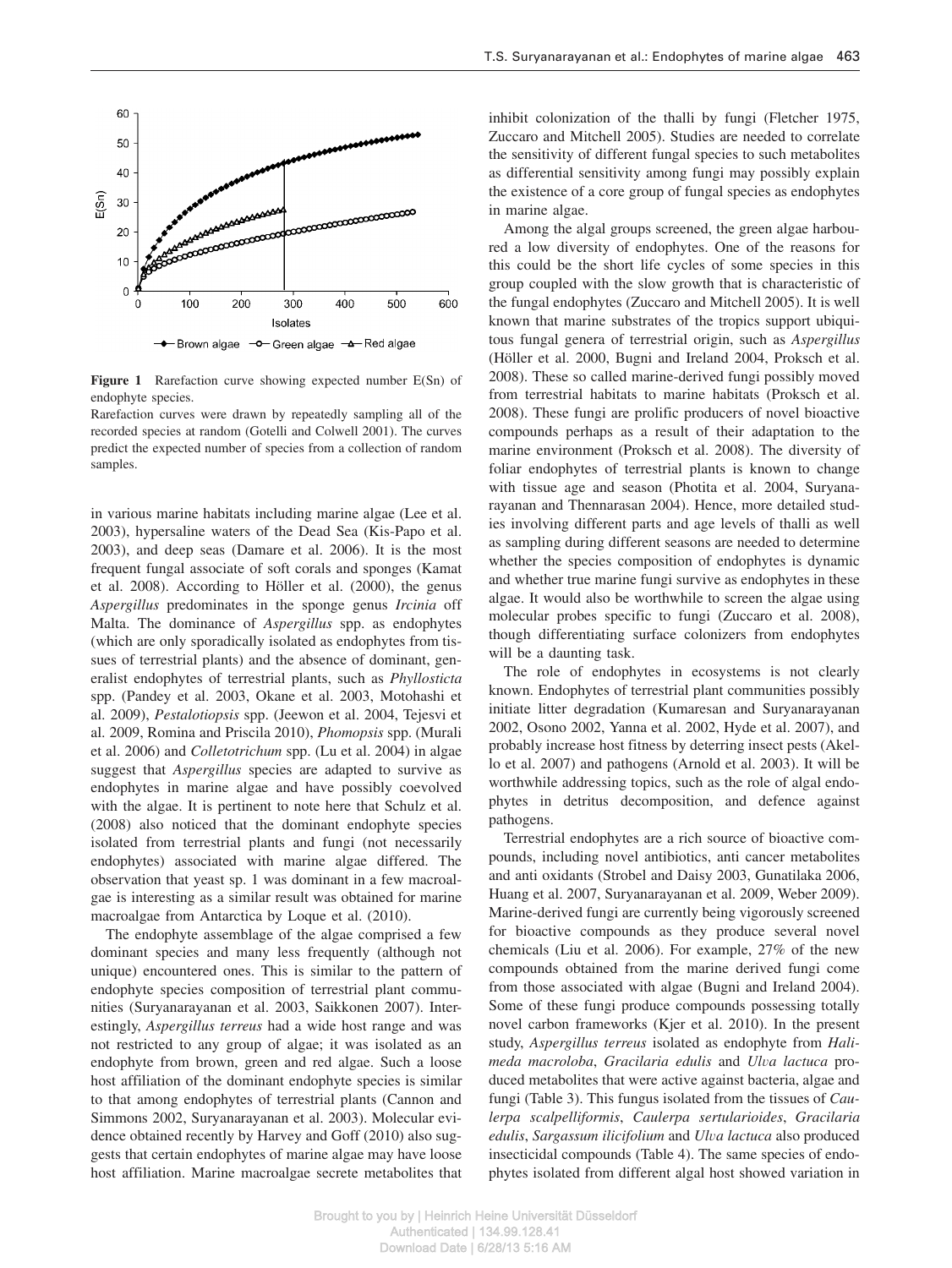**Figure 1** Rarefaction curve showing expected number E(Sn) of endophyte species.

Rarefaction curves were drawn by repeatedly sampling all of the recorded species at random (Gotelli and Colwell 2001). The curves predict the expected number of species from a collection of random samples.

in various marine habitats including marine algae (Lee et al. 2003), hypersaline waters of the Dead Sea (Kis-Papo et al. 2003), and deep seas (Damare et al. 2006). It is the most frequent fungal associate of soft corals and sponges (Kamat et al. 2008). According to Höller et al. (2000), the genus *Aspergillus* predominates in the sponge genus *Ircinia* off Malta. The dominance of *Aspergillus* spp. as endophytes (which are only sporadically isolated as endophytes from tissues of terrestrial plants) and the absence of dominant, generalist endophytes of terrestrial plants, such as *Phyllosticta* spp. (Pandey et al. 2003, Okane et al. 2003, Motohashi et al. 2009), *Pestalotiopsis* spp. (Jeewon et al. 2004, Tejesvi et al. 2009, Romina and Priscila 2010), *Phomopsis* spp. (Murali et al. 2006) and *Colletotrichum* spp. (Lu et al. 2004) in algae suggest that *Aspergillus* species are adapted to survive as endophytes in marine algae and have possibly coevolved with the algae. It is pertinent to note here that Schulz et al. (2008) also noticed that the dominant endophyte species isolated from terrestrial plants and fungi (not necessarily endophytes) associated with marine algae differed. The observation that yeast sp. 1 was dominant in a few macroalgae is interesting as a similar result was obtained for marine macroalgae from Antarctica by Loque et al. (2010).

The endophyte assemblage of the algae comprised a few dominant species and many less frequently (although not unique) encountered ones. This is similar to the pattern of endophyte species composition of terrestrial plant communities (Suryanarayanan et al. 2003, Saikkonen 2007). Interestingly, *Aspergillus terreus* had a wide host range and was not restricted to any group of algae; it was isolated as an endophyte from brown, green and red algae. Such a loose host affiliation of the dominant endophyte species is similar to that among endophytes of terrestrial plants (Cannon and Simmons 2002, Suryanarayanan et al. 2003). Molecular evidence obtained recently by Harvey and Goff (2010) also suggests that certain endophytes of marine algae may have loose host affiliation. Marine macroalgae secrete metabolites that inhibit colonization of the thalli by fungi (Fletcher 1975, Zuccaro and Mitchell 2005). Studies are needed to correlate the sensitivity of different fungal species to such metabolites as differential sensitivity among fungi may possibly explain the existence of a core group of fungal species as endophytes in marine algae.

Among the algal groups screened, the green algae harboured a low diversity of endophytes. One of the reasons for this could be the short life cycles of some species in this group coupled with the slow growth that is characteristic of the fungal endophytes (Zuccaro and Mitchell 2005). It is well known that marine substrates of the tropics support ubiquitous fungal genera of terrestrial origin, such as *Aspergillus* (Höller et al. 2000, Bugni and Ireland 2004, Proksch et al. 2008). These so called marine-derived fungi possibly moved from terrestrial habitats to marine habitats (Proksch et al. 2008). These fungi are prolific producers of novel bioactive compounds perhaps as a result of their adaptation to the marine environment (Proksch et al. 2008). The diversity of foliar endophytes of terrestrial plants is known to change with tissue age and season (Photita et al. 2004, Suryanarayanan and Thennarasan 2004). Hence, more detailed studies involving different parts and age levels of thalli as well as sampling during different seasons are needed to determine whether the species composition of endophytes is dynamic and whether true marine fungi survive as endophytes in these algae. It would also be worthwhile to screen the algae using molecular probes specific to fungi (Zuccaro et al. 2008), though differentiating surface colonizers from endophytes will be a daunting task.

The role of endophytes in ecosystems is not clearly known. Endophytes of terrestrial plant communities possibly initiate litter degradation (Kumaresan and Suryanarayanan 2002, Osono 2002, Yanna et al. 2002, Hyde et al. 2007), and probably increase host fitness by deterring insect pests (Akello et al. 2007) and pathogens (Arnold et al. 2003). It will be worthwhile addressing topics, such as the role of algal endophytes in detritus decomposition, and defence against pathogens.

Terrestrial endophytes are a rich source of bioactive compounds, including novel antibiotics, anti cancer metabolites and anti oxidants (Strobel and Daisy 2003, Gunatilaka 2006, Huang et al. 2007, Suryanarayanan et al. 2009, Weber 2009). Marine-derived fungi are currently being vigorously screened for bioactive compounds as they produce several novel chemicals (Liu et al. 2006). For example, 27% of the new compounds obtained from the marine derived fungi come from those associated with algae (Bugni and Ireland 2004). Some of these fungi produce compounds possessing totally novel carbon frameworks (Kjer et al. 2010). In the present study, *Aspergillus terreus* isolated as endophyte from *Halimeda macroloba*, *Gracilaria edulis* and *Ulva lactuca* produced metabolites that were active against bacteria, algae and fungi (Table 3). This fungus isolated from the tissues of *Caulerpa scalpelliformis*, *Caulerpa sertularioides*, *Gracilaria edulis*, *Sargassum ilicifolium* and *Ulva lactuca* also produced insecticidal compounds (Table 4). The same species of endophytes isolated from different algal host showed variation in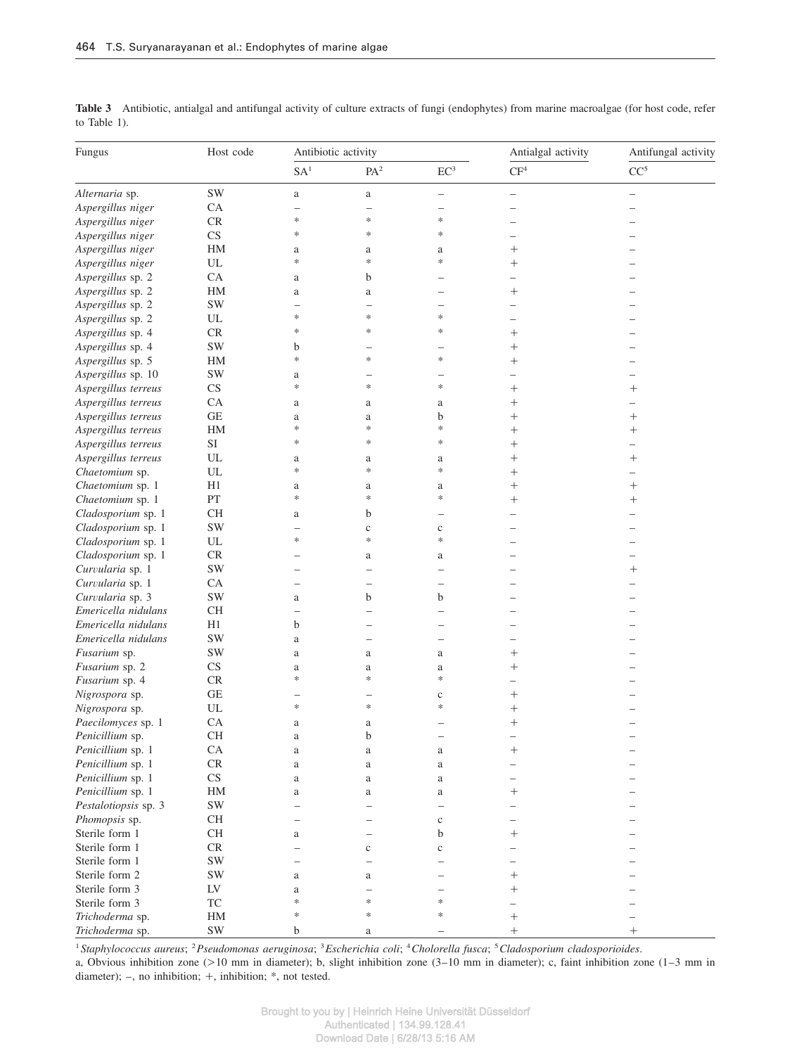**Table 3** Antibiotic, antialgal and antifungal activity of culture extracts of fungi (endophytes) from marine macroalgae (for host code, refer to Table 1).

| Fungus | Host code | Antibiotic activity | | | Antialgal activity | Antifungal activity |
|---|---|---|---|---|---|---|
| | | SA[1] | PA[2] | EC[3] | CF[4] | CC[5] |
| *Alternaria* sp. | SW | a | a | – | – | – |
| *Aspergillus niger* | CA | – | – | – | – | – |
| *Aspergillus niger* | CR | * | * | * | – | – |
| *Aspergillus niger* | CS | * | * | * | – | – |
| *Aspergillus niger* | HM | a | a | a | + | – |
| *Aspergillus niger* | UL | * | * | * | + | – |
| *Aspergillus* sp. 2 | CA | a | b | – | – | – |
| *Aspergillus* sp. 2 | HM | a | a | – | + | – |
| *Aspergillus* sp. 2 | SW | – | – | – | – | – |
| *Aspergillus* sp. 2 | UL | * | * | * | – | – |
| *Aspergillus* sp. 4 | CR | * | * | * | + | – |
| *Aspergillus* sp. 4 | SW | b | – | – | + | – |
| *Aspergillus* sp. 5 | HM | * | * | * | + | – |
| *Aspergillus* sp. 10 | SW | a | – | – | – | – |
| *Aspergillus terreus* | CS | * | * | * | + | + |
| *Aspergillus terreus* | CA | a | a | a | + | – |
| *Aspergillus terreus* | GE | a | a | b | + | + |
| *Aspergillus terreus* | HM | * | * | * | + | + |
| *Aspergillus terreus* | SI | * | * | * | + | – |
| *Aspergillus terreus* | UL | a | a | a | + | + |
| *Chaetomium* sp. | UL | * | * | * | + | – |
| *Chaetomium* sp. 1 | H1 | a | a | a | + | + |
| *Chaetomium* sp. 1 | PT | * | * | * | + | + |
| *Cladosporium* sp. 1 | CH | a | b | – | – | – |
| *Cladosporium* sp. 1 | SW | – | c | c | – | – |
| *Cladosporium* sp. 1 | UL | * | * | * | – | – |
| *Cladosporium* sp. 1 | CR | – | a | a | – | – |
| *Curvularia* sp. 1 | SW | – | – | – | – | + |
| *Curvularia* sp. 1 | CA | – | – | – | – | – |
| *Curvularia* sp. 3 | SW | a | b | b | – | – |
| *Emericella nidulans* | CH | – | – | – | – | – |
| *Emericella nidulans* | H1 | b | – | – | – | – |
| *Emericella nidulans* | SW | a | – | – | – | – |
| *Fusarium* sp. | SW | a | a | a | + | – |
| *Fusarium* sp. 2 | CS | a | a | a | + | – |
| *Fusarium* sp. 4 | CR | * | * | * | – | – |
| *Nigrospora* sp. | GE | – | – | c | + | – |
| *Nigrospora* sp. | UL | * | * | * | + | – |
| *Paecilomyces* sp. 1 | CA | a | a | – | + | – |
| *Penicillium* sp. | CH | a | b | – | – | – |
| *Penicillium* sp. 1 | CA | a | a | a | + | – |
| *Penicillium* sp. 1 | CR | a | a | a | – | – |
| *Penicillium* sp. 1 | CS | a | a | a | – | – |
| *Penicillium* sp. 1 | HM | a | a | a | + | – |
| *Pestalotiopsis* sp. 3 | SW | – | – | – | – | – |
| *Phomopsis* sp. | CH | – | – | c | – | – |
| Sterile form 1 | CH | a | – | b | + | – |
| Sterile form 1 | CR | – | c | c | – | – |
| Sterile form 1 | SW | – | – | – | – | – |
| Sterile form 2 | SW | a | a | – | + | – |
| Sterile form 3 | LV | a | – | – | + | – |
| Sterile form 3 | TC | * | * | * | – | – |
| *Trichoderma* sp. | HM | * | * | * | + | – |
| *Trichoderma* sp. | SW | b | a | – | + | + |

[1] *Staphylococcus aureus*; [2] *Pseudomonas aeruginosa*; [3] *Escherichia coli*; [4] *Cholorella fusca*; [5] *Cladosporium cladosporioides*.

a, Obvious inhibition zone (>10 mm in diameter); b, slight inhibition zone (3–10 mm in diameter); c, faint inhibition zone (1–3 mm in diameter); –, no inhibition; +, inhibition; *, not tested.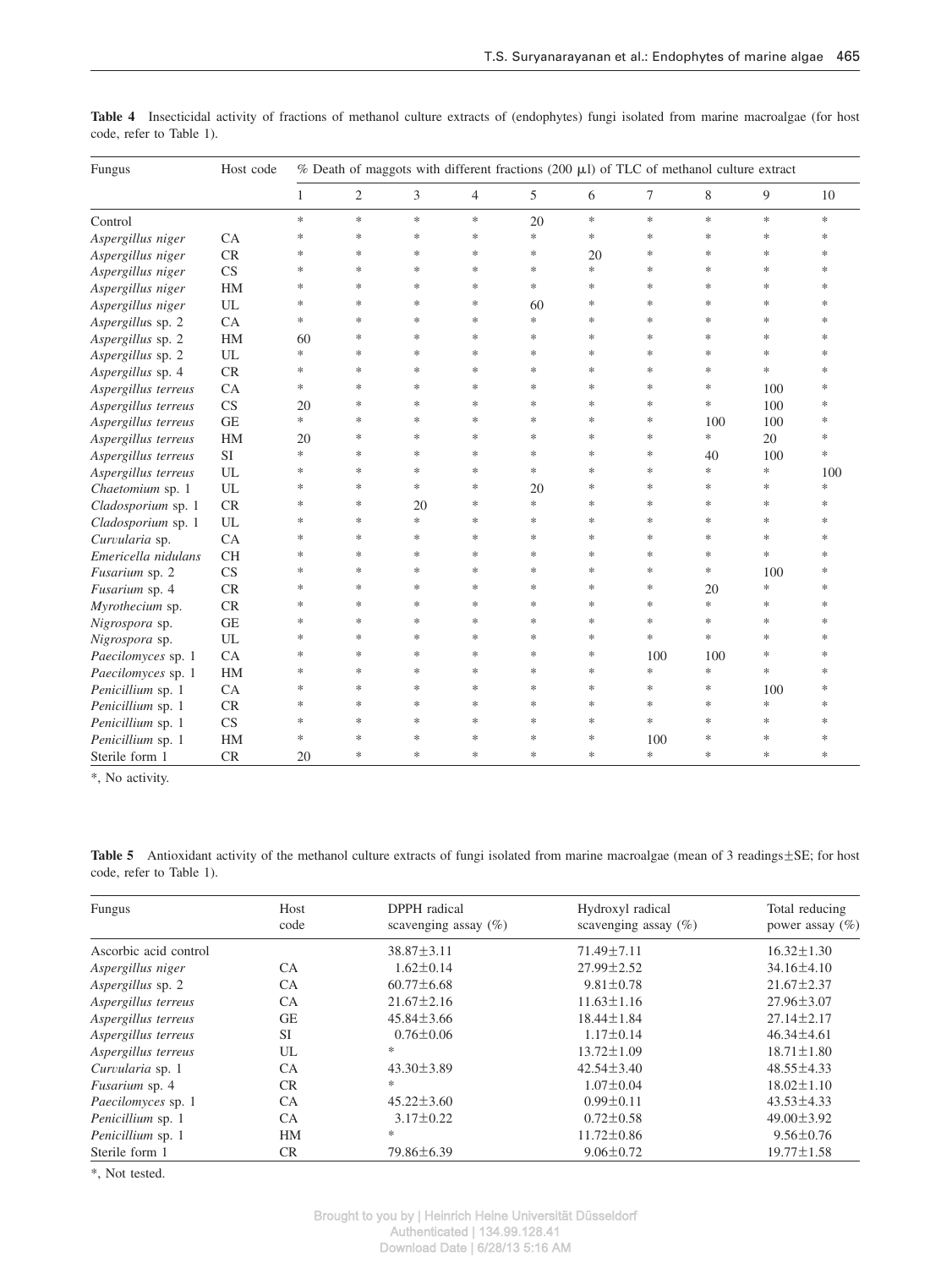**Table 4** Insecticidal activity of fractions of methanol culture extracts of (endophytes) fungi isolated from marine macroalgae (for host code, refer to Table 1).

| Fungus | Host code | % Death of maggots with different fractions (200 μl) of TLC of methanol culture extract | | | | | | | | | |
|---|---|---|---|---|---|---|---|---|---|---|---|
| | | 1 | 2 | 3 | 4 | 5 | 6 | 7 | 8 | 9 | 10 |
| Control | | * | * | * | * | 20 | * | * | * | * | * |
| *Aspergillus niger* | CA | * | * | * | * | * | * | * | * | * | * |
| *Aspergillus niger* | CR | * | * | * | * | * | 20 | * | * | * | * |
| *Aspergillus niger* | CS | * | * | * | * | * | * | * | * | * | * |
| *Aspergillus niger* | HM | * | * | * | * | * | * | * | * | * | * |
| *Aspergillus niger* | UL | * | * | * | * | 60 | * | * | * | * | * |
| *Aspergillus* sp. 2 | CA | * | * | * | * | * | * | * | * | * | * |
| *Aspergillus* sp. 2 | HM | 60 | * | * | * | * | * | * | * | * | * |
| *Aspergillus* sp. 2 | UL | * | * | * | * | * | * | * | * | * | * |
| *Aspergillus* sp. 4 | CR | * | * | * | * | * | * | * | * | * | * |
| *Aspergillus terreus* | CA | * | * | * | * | * | * | * | * | 100 | * |
| *Aspergillus terreus* | CS | 20 | * | * | * | * | * | * | * | 100 | * |
| *Aspergillus terreus* | GE | * | * | * | * | * | * | * | 100 | 100 | * |
| *Aspergillus terreus* | HM | 20 | * | * | * | * | * | * | * | 20 | * |
| *Aspergillus terreus* | SI | * | * | * | * | * | * | * | 40 | 100 | * |
| *Aspergillus terreus* | UL | * | * | * | * | * | * | * | * | * | 100 |
| *Chaetomium* sp. 1 | UL | * | * | * | * | 20 | * | * | * | * | * |
| *Cladosporium* sp. 1 | CR | * | * | 20 | * | * | * | * | * | * | * |
| *Cladosporium* sp. 1 | UL | * | * | * | * | * | * | * | * | * | * |
| *Curvularia* sp. | CA | * | * | * | * | * | * | * | * | * | * |
| *Emericella nidulans* | CH | * | * | * | * | * | * | * | * | * | * |
| *Fusarium* sp. 2 | CS | * | * | * | * | * | * | * | * | 100 | * |
| *Fusarium* sp. 4 | CR | * | * | * | * | * | * | * | 20 | * | * |
| *Myrothecium* sp. | CR | * | * | * | * | * | * | * | * | * | * |
| *Nigrospora* sp. | GE | * | * | * | * | * | * | * | * | * | * |
| *Nigrospora* sp. | UL | * | * | * | * | * | * | * | * | * | * |
| *Paecilomyces* sp. 1 | CA | * | * | * | * | * | * | 100 | 100 | * | * |
| *Paecilomyces* sp. 1 | HM | * | * | * | * | * | * | * | * | * | * |
| *Penicillium* sp. 1 | CA | * | * | * | * | * | * | * | * | 100 | * |
| *Penicillium* sp. 1 | CR | * | * | * | * | * | * | * | * | * | * |
| *Penicillium* sp. 1 | CS | * | * | * | * | * | * | * | * | * | * |
| *Penicillium* sp. 1 | HM | * | * | * | * | * | * | 100 | * | * | * |
| Sterile form 1 | CR | 20 | * | * | * | * | * | * | * | * | * |

*, No activity.

**Table 5** Antioxidant activity of the methanol culture extracts of fungi isolated from marine macroalgae (mean of 3 readings±SE; for host code, refer to Table 1).

| Fungus | Host code | DPPH radical scavenging assay (%) | Hydroxyl radical scavenging assay (%) | Total reducing power assay (%) |
|---|---|---|---|---|
| Ascorbic acid control | | 38.87±3.11 | 71.49±7.11 | 16.32±1.30 |
| *Aspergillus niger* | CA | 1.62±0.14 | 27.99±2.52 | 34.16±4.10 |
| *Aspergillus* sp. 2 | CA | 60.77±6.68 | 9.81±0.78 | 21.67±2.37 |
| *Aspergillus terreus* | CA | 21.67±2.16 | 11.63±1.16 | 27.96±3.07 |
| *Aspergillus terreus* | GE | 45.84±3.66 | 18.44±1.84 | 27.14±2.17 |
| *Aspergillus terreus* | SI | 0.76±0.06 | 1.17±0.14 | 46.34±4.61 |
| *Aspergillus terreus* | UL | * | 13.72±1.09 | 18.71±1.80 |
| *Curvularia* sp. 1 | CA | 43.30±3.89 | 42.54±3.40 | 48.55±4.33 |
| *Fusarium* sp. 4 | CR | * | 1.07±0.04 | 18.02±1.10 |
| *Paecilomyces* sp. 1 | CA | 45.22±3.60 | 0.99±0.11 | 43.53±4.33 |
| *Penicillium* sp. 1 | CA | 3.17±0.22 | 0.72±0.58 | 49.00±3.92 |
| *Penicillium* sp. 1 | HM | * | 11.72±0.86 | 9.56±0.76 |
| Sterile form 1 | CR | 79.86±6.39 | 9.06±0.72 | 19.77±1.58 |

*, Not tested.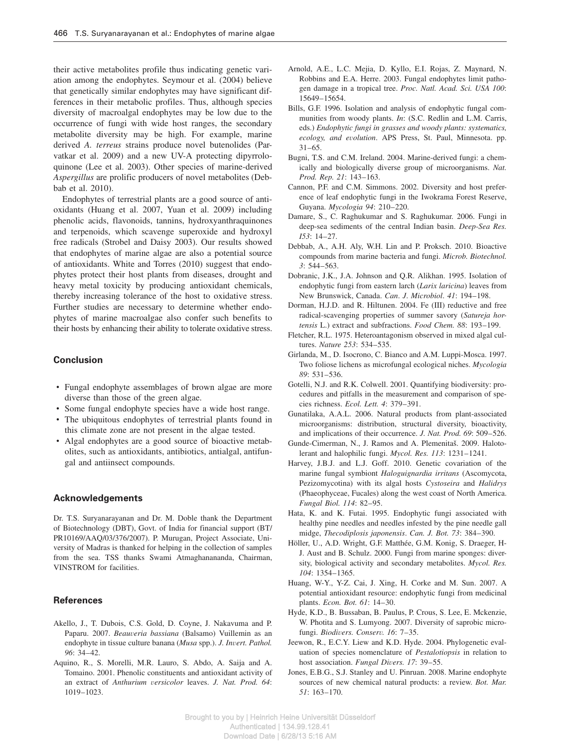their active metabolites profile thus indicating genetic variation among the endophytes. Seymour et al. (2004) believe that genetically similar endophytes may have significant differences in their metabolic profiles. Thus, although species diversity of macroalgal endophytes may be low due to the occurrence of fungi with wide host ranges, the secondary metabolite diversity may be high. For example, marine derived *A. terreus* strains produce novel butenolides (Parvatkar et al. 2009) and a new UV-A protecting dipyrroloquinone (Lee et al. 2003). Other species of marine-derived *Aspergillus* are prolific producers of novel metabolites (Debbab et al. 2010).

Endophytes of terrestrial plants are a good source of antioxidants (Huang et al. 2007, Yuan et al. 2009) including phenolic acids, flavonoids, tannins, hydroxyanthraquinones and terpenoids, which scavenge superoxide and hydroxyl free radicals (Strobel and Daisy 2003). Our results showed that endophytes of marine algae are also a potential source of antioxidants. White and Torres (2010) suggest that endophytes protect their host plants from diseases, drought and heavy metal toxicity by producing antioxidant chemicals, thereby increasing tolerance of the host to oxidative stress. Further studies are necessary to determine whether endophytes of marine macroalgae also confer such benefits to their hosts by enhancing their ability to tolerate oxidative stress.

## Conclusion

- Fungal endophyte assemblages of brown algae are more diverse than those of the green algae.
- Some fungal endophyte species have a wide host range.
- The ubiquitous endophytes of terrestrial plants found in this climate zone are not present in the algae tested.
- Algal endophytes are a good source of bioactive metabolites, such as antioxidants, antibiotics, antialgal, antifungal and antiinsect compounds.

## Acknowledgements

Dr. T.S. Suryanarayanan and Dr. M. Doble thank the Department of Biotechnology (DBT), Govt. of India for financial support (BT/PR10169/AAQ/03/376/2007). P. Murugan, Project Associate, University of Madras is thanked for helping in the collection of samples from the sea. TSS thanks Swami Atmaghanananda, Chairman, VINSTROM for facilities.

## References

Akello, J., T. Dubois, C.S. Gold, D. Coyne, J. Nakavuma and P. Paparu. 2007. *Beauveria bassiana* (Balsamo) Vuillemin as an endophyte in tissue culture banana (*Musa* spp.). *J. Invert. Pathol. 96*: 34–42.

Aquino, R., S. Morelli, M.R. Lauro, S. Abdo, A. Saija and A. Tomaino. 2001. Phenolic constituents and antioxidant activity of an extract of *Anthurium versicolor* leaves. *J. Nat. Prod. 64*: 1019–1023.

Arnold, A.E., L.C. Mejia, D. Kyllo, E.I. Rojas, Z. Maynard, N. Robbins and E.A. Herre. 2003. Fungal endophytes limit pathogen damage in a tropical tree. *Proc. Natl. Acad. Sci. USA 100*: 15649–15654.

Bills, G.F. 1996. Isolation and analysis of endophytic fungal communities from woody plants. *In*: (S.C. Redlin and L.M. Carris, eds.) *Endophytic fungi in grasses and woody plants: systematics, ecology, and evolution*. APS Press, St. Paul, Minnesota. pp. 31–65.

Bugni, T.S. and C.M. Ireland. 2004. Marine-derived fungi: a chemically and biologically diverse group of microorganisms. *Nat. Prod. Rep. 21*: 143–163.

Cannon, P.F. and C.M. Simmons. 2002. Diversity and host preference of leaf endophytic fungi in the Iwokrama Forest Reserve, Guyana. *Mycologia 94*: 210–220.

Damare, S., C. Raghukumar and S. Raghukumar. 2006. Fungi in deep-sea sediments of the central Indian basin. *Deep-Sea Res. I53*: 14–27.

Debbab, A., A.H. Aly, W.H. Lin and P. Proksch. 2010. Bioactive compounds from marine bacteria and fungi. *Microb. Biotechnol. 3*: 544–563.

Dobranic, J.K., J.A. Johnson and Q.R. Alikhan. 1995. Isolation of endophytic fungi from eastern larch (*Larix laricina*) leaves from New Brunswick, Canada. *Can. J. Microbiol. 41*: 194–198.

Dorman, H.J.D. and R. Hiltunen. 2004. Fe (III) reductive and free radical-scavenging properties of summer savory (*Satureja hortensis* L.) extract and subfractions. *Food Chem. 88*: 193–199.

Fletcher, R.L. 1975. Heteroantagonism observed in mixed algal cultures. *Nature 253*: 534–535.

Girlanda, M., D. Isocrono, C. Bianco and A.M. Luppi-Mosca. 1997. Two foliose lichens as microfungal ecological niches. *Mycologia 89*: 531–536.

Gotelli, N.J. and R.K. Colwell. 2001. Quantifying biodiversity: procedures and pitfalls in the measurement and comparison of species richness. *Ecol. Lett. 4*: 379–391.

Gunatilaka, A.A.L. 2006. Natural products from plant-associated microorganisms: distribution, structural diversity, bioactivity, and implications of their occurrence. *J. Nat. Prod. 69*: 509–526.

Gunde-Cimerman, N., J. Ramos and A. Plemenitaš. 2009. Halotolerant and halophilic fungi. *Mycol. Res. 113*: 1231–1241.

Harvey, J.B.J. and L.J. Goff. 2010. Genetic covariation of the marine fungal symbiont *Haloguignardia irritans* (Ascomycota, Pezizomycotina) with its algal hosts *Cystoseira* and *Halidrys* (Phaeophyceae, Fucales) along the west coast of North America. *Fungal Biol. 114*: 82–95.

Hata, K. and K. Futai. 1995. Endophytic fungi associated with healthy pine needles and needles infested by the pine needle gall midge, *Thecodiplosis japonensis*. *Can. J. Bot. 73*: 384–390.

Höller, U., A.D. Wright, G.F. Matthée, G.M. Konig, S. Draeger, H-J. Aust and B. Schulz. 2000. Fungi from marine sponges: diversity, biological activity and secondary metabolites. *Mycol. Res. 104*: 1354–1365.

Huang, W-Y., Y-Z. Cai, J. Xing, H. Corke and M. Sun. 2007. A potential antioxidant resource: endophytic fungi from medicinal plants. *Econ. Bot. 61*: 14–30.

Hyde, K.D., B. Bussaban, B. Paulus, P. Crous, S. Lee, E. Mckenzie, W. Photita and S. Lumyong. 2007. Diversity of saprobic microfungi. *Biodivers. Conserv. 16*: 7–35.

Jeewon, R., E.C.Y. Liew and K.D. Hyde. 2004. Phylogenetic evaluation of species nomenclature of *Pestalotiopsis* in relation to host association. *Fungal Divers. 17*: 39–55.

Jones, E.B.G., S.J. Stanley and U. Pinruan. 2008. Marine endophyte sources of new chemical natural products: a review. *Bot. Mar. 51*: 163–170.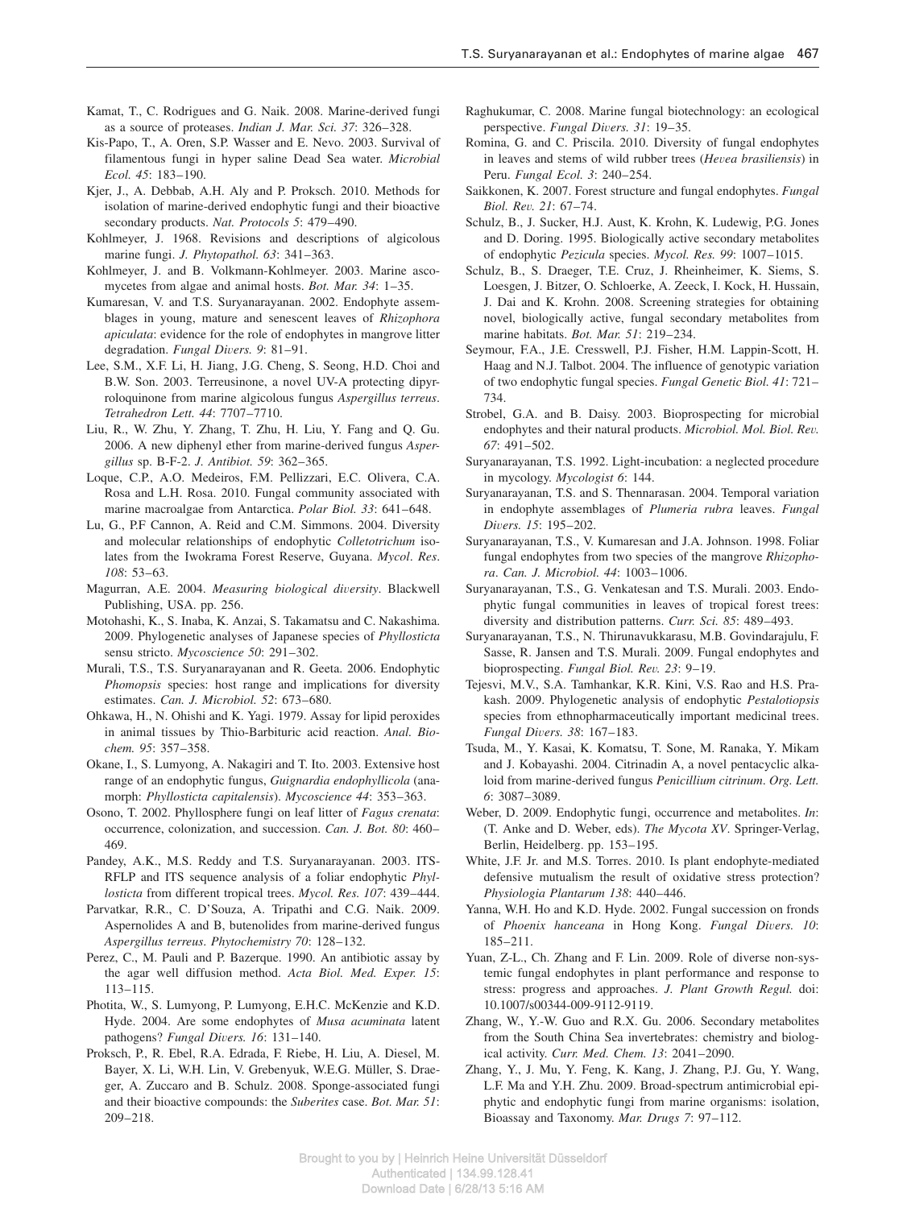Kamat, T., C. Rodrigues and G. Naik. 2008. Marine-derived fungi as a source of proteases. *Indian J. Mar. Sci. 37*: 326–328.

Kis-Papo, T., A. Oren, S.P. Wasser and E. Nevo. 2003. Survival of filamentous fungi in hyper saline Dead Sea water. *Microbial Ecol. 45*: 183–190.

Kjer, J., A. Debbab, A.H. Aly and P. Proksch. 2010. Methods for isolation of marine-derived endophytic fungi and their bioactive secondary products. *Nat. Protocols 5*: 479–490.

Kohlmeyer, J. 1968. Revisions and descriptions of algicolous marine fungi. *J. Phytopathol. 63*: 341–363.

Kohlmeyer, J. and B. Volkmann-Kohlmeyer. 2003. Marine ascomycetes from algae and animal hosts. *Bot. Mar. 34*: 1–35.

Kumaresan, V. and T.S. Suryanarayanan. 2002. Endophyte assemblages in young, mature and senescent leaves of *Rhizophora apiculata*: evidence for the role of endophytes in mangrove litter degradation. *Fungal Divers. 9*: 81–91.

Lee, S.M., X.F. Li, H. Jiang, J.G. Cheng, S. Seong, H.D. Choi and B.W. Son. 2003. Terreusinone, a novel UV-A protecting dipyrroloquinone from marine algicolous fungus *Aspergillus terreus*. *Tetrahedron Lett. 44*: 7707–7710.

Liu, R., W. Zhu, Y. Zhang, T. Zhu, H. Liu, Y. Fang and Q. Gu. 2006. A new diphenyl ether from marine-derived fungus *Aspergillus* sp. B-F-2. *J. Antibiot. 59*: 362–365.

Loque, C.P., A.O. Medeiros, F.M. Pellizzari, E.C. Olivera, C.A. Rosa and L.H. Rosa. 2010. Fungal community associated with marine macroalgae from Antarctica. *Polar Biol. 33*: 641–648.

Lu, G., P.F Cannon, A. Reid and C.M. Simmons. 2004. Diversity and molecular relationships of endophytic *Colletotrichum* isolates from the Iwokrama Forest Reserve, Guyana. *Mycol. Res. 108*: 53–63.

Magurran, A.E. 2004. *Measuring biological diversity*. Blackwell Publishing, USA. pp. 256.

Motohashi, K., S. Inaba, K. Anzai, S. Takamatsu and C. Nakashima. 2009. Phylogenetic analyses of Japanese species of *Phyllosticta* sensu stricto. *Mycoscience 50*: 291–302.

Murali, T.S., T.S. Suryanarayanan and R. Geeta. 2006. Endophytic *Phomopsis* species: host range and implications for diversity estimates. *Can. J. Microbiol. 52*: 673–680.

Ohkawa, H., N. Ohishi and K. Yagi. 1979. Assay for lipid peroxides in animal tissues by Thio-Barbituric acid reaction. *Anal. Biochem. 95*: 357–358.

Okane, I., S. Lumyong, A. Nakagiri and T. Ito. 2003. Extensive host range of an endophytic fungus, *Guignardia endophyllicola* (anamorph: *Phyllosticta capitalensis*). *Mycoscience 44*: 353–363.

Osono, T. 2002. Phyllosphere fungi on leaf litter of *Fagus crenata*: occurrence, colonization, and succession. *Can. J. Bot. 80*: 460–469.

Pandey, A.K., M.S. Reddy and T.S. Suryanarayanan. 2003. ITS-RFLP and ITS sequence analysis of a foliar endophytic *Phyllosticta* from different tropical trees. *Mycol. Res. 107*: 439–444.

Parvatkar, R.R., C. D'Souza, A. Tripathi and C.G. Naik. 2009. Aspernolides A and B, butenolides from marine-derived fungus *Aspergillus terreus*. *Phytochemistry 70*: 128–132.

Perez, C., M. Pauli and P. Bazerque. 1990. An antibiotic assay by the agar well diffusion method. *Acta Biol. Med. Exper. 15*: 113–115.

Photita, W., S. Lumyong, P. Lumyong, E.H.C. McKenzie and K.D. Hyde. 2004. Are some endophytes of *Musa acuminata* latent pathogens? *Fungal Divers. 16*: 131–140.

Proksch, P., R. Ebel, R.A. Edrada, F. Riebe, H. Liu, A. Diesel, M. Bayer, X. Li, W.H. Lin, V. Grebenyuk, W.E.G. Müller, S. Draeger, A. Zuccaro and B. Schulz. 2008. Sponge-associated fungi and their bioactive compounds: the *Suberites* case. *Bot. Mar. 51*: 209–218.

Raghukumar, C. 2008. Marine fungal biotechnology: an ecological perspective. *Fungal Divers. 31*: 19–35.

Romina, G. and C. Priscila. 2010. Diversity of fungal endophytes in leaves and stems of wild rubber trees (*Hevea brasiliensis*) in Peru. *Fungal Ecol. 3*: 240–254.

Saikkonen, K. 2007. Forest structure and fungal endophytes. *Fungal Biol. Rev. 21*: 67–74.

Schulz, B., J. Sucker, H.J. Aust, K. Krohn, K. Ludewig, P.G. Jones and D. Doring. 1995. Biologically active secondary metabolites of endophytic *Pezicula* species. *Mycol. Res. 99*: 1007–1015.

Schulz, B., S. Draeger, T.E. Cruz, J. Rheinheimer, K. Siems, S. Loesgen, J. Bitzer, O. Schloerke, A. Zeeck, I. Kock, H. Hussain, J. Dai and K. Krohn. 2008. Screening strategies for obtaining novel, biologically active, fungal secondary metabolites from marine habitats. *Bot. Mar. 51*: 219–234.

Seymour, F.A., J.E. Cresswell, P.J. Fisher, H.M. Lappin-Scott, H. Haag and N.J. Talbot. 2004. The influence of genotypic variation of two endophytic fungal species. *Fungal Genetic Biol. 41*: 721–734.

Strobel, G.A. and B. Daisy. 2003. Bioprospecting for microbial endophytes and their natural products. *Microbiol. Mol. Biol. Rev. 67*: 491–502.

Suryanarayanan, T.S. 1992. Light-incubation: a neglected procedure in mycology. *Mycologist 6*: 144.

Suryanarayanan, T.S. and S. Thennarasan. 2004. Temporal variation in endophyte assemblages of *Plumeria rubra* leaves. *Fungal Divers. 15*: 195–202.

Suryanarayanan, T.S., V. Kumaresan and J.A. Johnson. 1998. Foliar fungal endophytes from two species of the mangrove *Rhizophora*. *Can. J. Microbiol. 44*: 1003–1006.

Suryanarayanan, T.S., G. Venkatesan and T.S. Murali. 2003. Endophytic fungal communities in leaves of tropical forest trees: diversity and distribution patterns. *Curr. Sci. 85*: 489–493.

Suryanarayanan, T.S., N. Thirunavukkarasu, M.B. Govindarajulu, F. Sasse, R. Jansen and T.S. Murali. 2009. Fungal endophytes and bioprospecting. *Fungal Biol. Rev. 23*: 9–19.

Tejesvi, M.V., S.A. Tamhankar, K.R. Kini, V.S. Rao and H.S. Prakash. 2009. Phylogenetic analysis of endophytic *Pestalotiopsis* species from ethnopharmaceutically important medicinal trees. *Fungal Divers. 38*: 167–183.

Tsuda, M., Y. Kasai, K. Komatsu, T. Sone, M. Ranaka, Y. Mikam and J. Kobayashi. 2004. Citrinadin A, a novel pentacyclic alkaloid from marine-derived fungus *Penicillium citrinum*. *Org. Lett. 6*: 3087–3089.

Weber, D. 2009. Endophytic fungi, occurrence and metabolites. *In*: (T. Anke and D. Weber, eds). *The Mycota XV*. Springer-Verlag, Berlin, Heidelberg. pp. 153–195.

White, J.F. Jr. and M.S. Torres. 2010. Is plant endophyte-mediated defensive mutualism the result of oxidative stress protection? *Physiologia Plantarum 138*: 440–446.

Yanna, W.H. Ho and K.D. Hyde. 2002. Fungal succession on fronds of *Phoenix hanceana* in Hong Kong. *Fungal Divers. 10*: 185–211.

Yuan, Z-L., Ch. Zhang and F. Lin. 2009. Role of diverse non-systemic fungal endophytes in plant performance and response to stress: progress and approaches. *J. Plant Growth Regul.* doi: 10.1007/s00344-009-9112-9119.

Zhang, W., Y.-W. Guo and R.X. Gu. 2006. Secondary metabolites from the South China Sea invertebrates: chemistry and biological activity. *Curr. Med. Chem. 13*: 2041–2090.

Zhang, Y., J. Mu, Y. Feng, K. Kang, J. Zhang, P.J. Gu, Y. Wang, L.F. Ma and Y.H. Zhu. 2009. Broad-spectrum antimicrobial epiphytic and endophytic fungi from marine organisms: isolation, Bioassay and Taxonomy. *Mar. Drugs 7*: 97–112.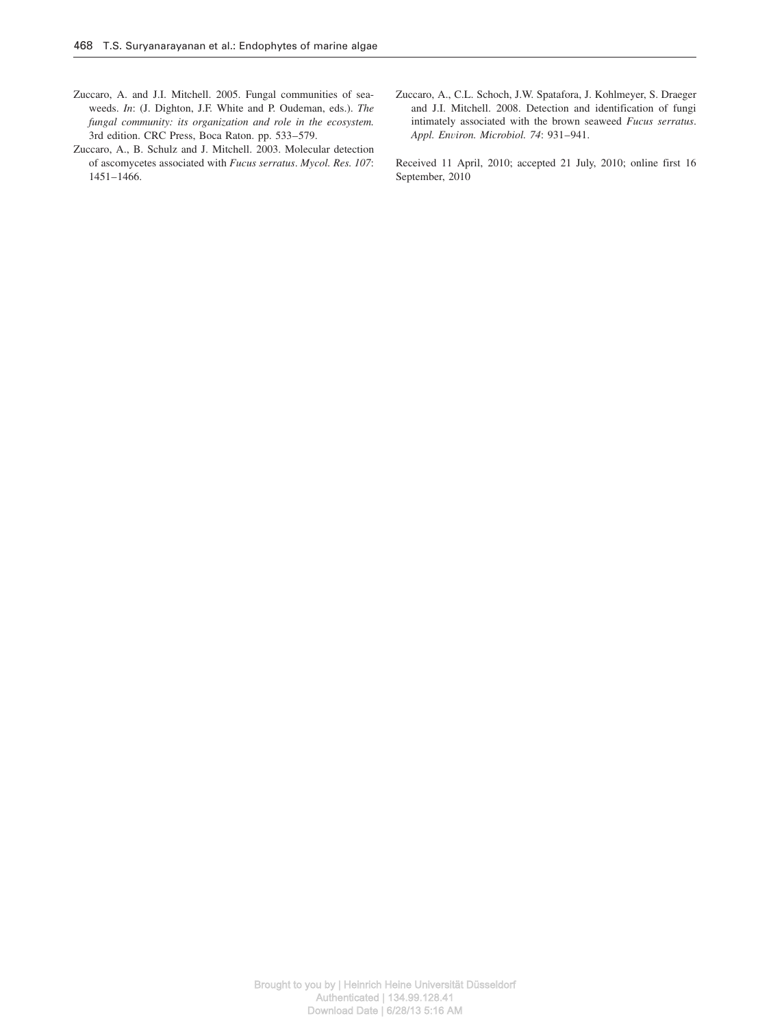Zuccaro, A. and J.I. Mitchell. 2005. Fungal communities of seaweeds. *In*: (J. Dighton, J.F. White and P. Oudeman, eds.). *The fungal community: its organization and role in the ecosystem.* 3rd edition. CRC Press, Boca Raton. pp. 533–579.

Zuccaro, A., B. Schulz and J. Mitchell. 2003. Molecular detection of ascomycetes associated with *Fucus serratus*. *Mycol. Res. 107*: 1451–1466.

Zuccaro, A., C.L. Schoch, J.W. Spatafora, J. Kohlmeyer, S. Draeger and J.I. Mitchell. 2008. Detection and identification of fungi intimately associated with the brown seaweed *Fucus serratus*. *Appl. Environ. Microbiol. 74*: 931–941.

Received 11 April, 2010; accepted 21 July, 2010; online first 16 September, 2010